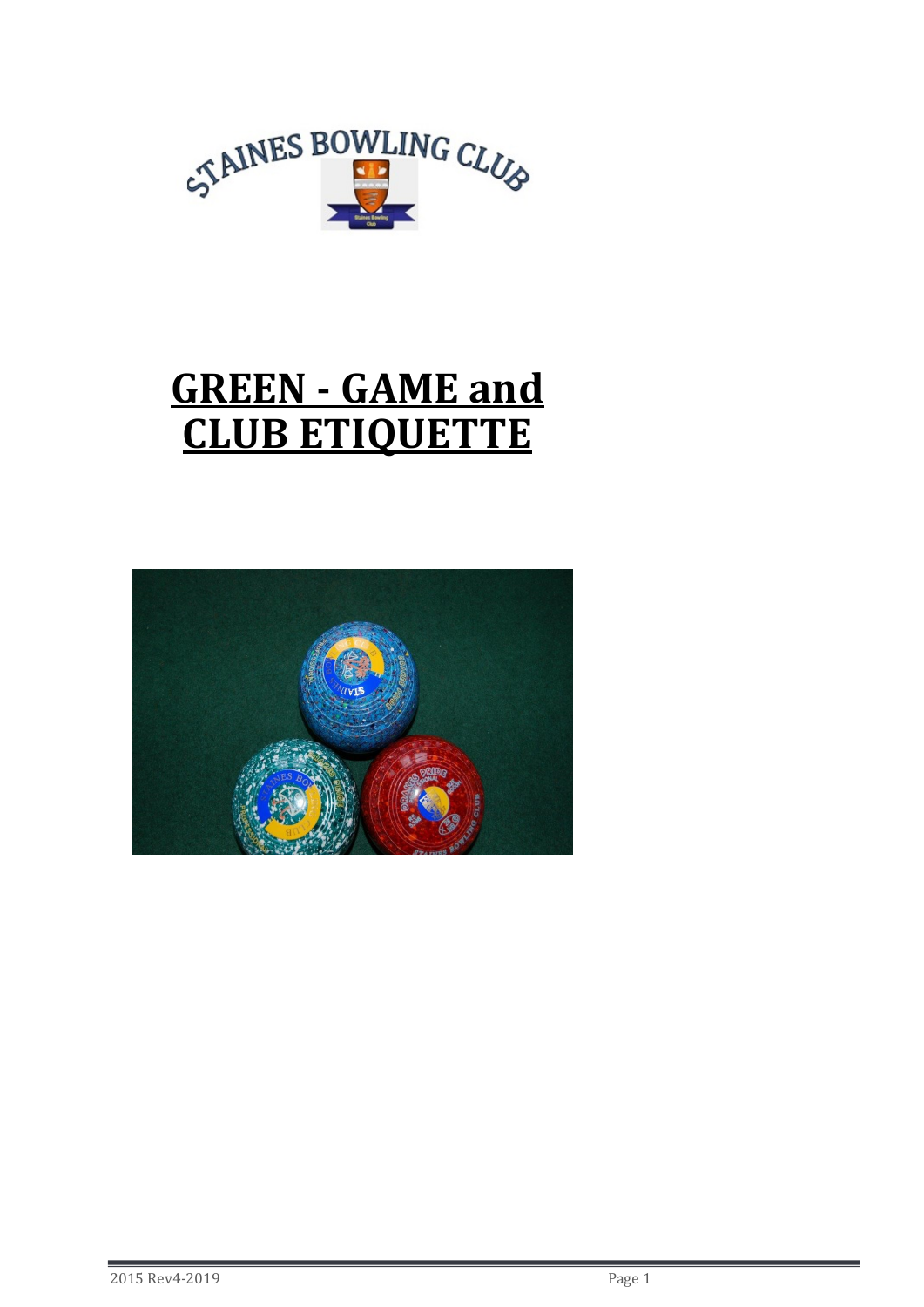STAINES BOWLING CLUB

# GREEN - GAME and CLUB ETIQUETTE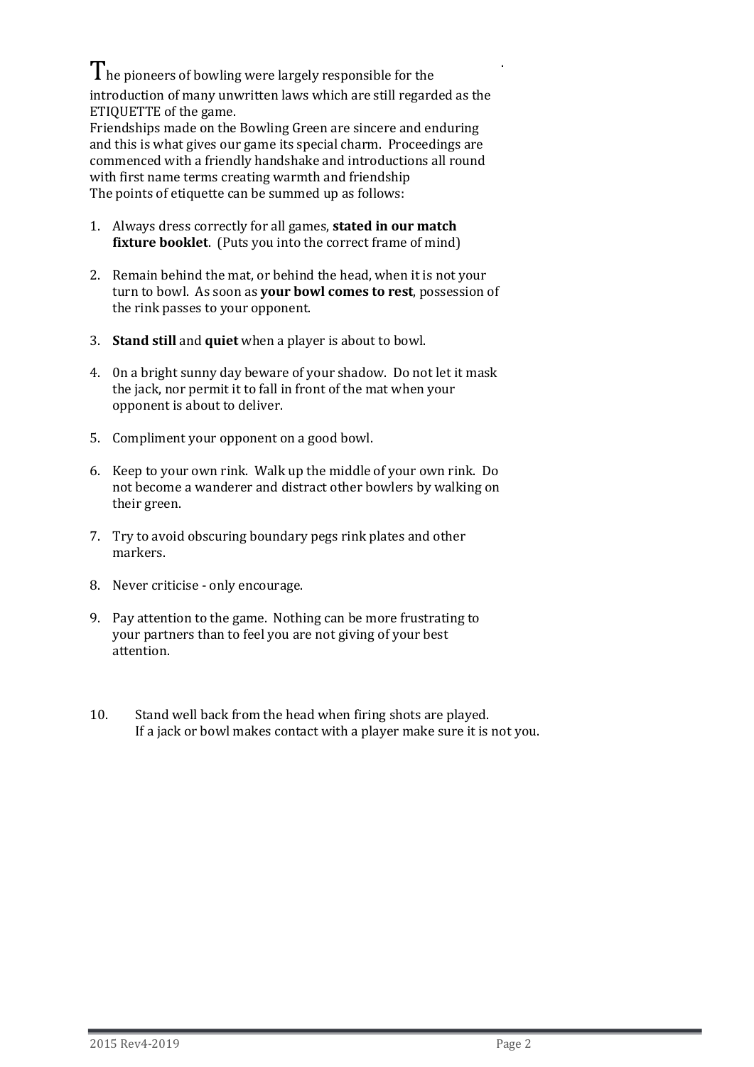The pioneers of bowling were largely responsible for the introduction of many unwritten laws which are still regarded as the ETIQUETTE of the game.

Friendships made on the Bowling Green are sincere and enduring and this is what gives our game its special charm. Proceedings are commenced with a friendly handshake and introductions all round with first name terms creating warmth and friendship

The points of etiquette can be summed up as follows:

1. Always dress correctly for all games, **stated in our match fixture booklet**. (Puts you into the correct frame of mind)
2. Remain behind the mat, or behind the head, when it is not your turn to bowl. As soon as **your bowl comes to rest**, possession of the rink passes to your opponent.
3. **Stand still** and **quiet** when a player is about to bowl.
4. 0n a bright sunny day beware of your shadow. Do not let it mask the jack, nor permit it to fall in front of the mat when your opponent is about to deliver.
5. Compliment your opponent on a good bowl.
6. Keep to your own rink. Walk up the middle of your own rink. Do not become a wanderer and distract other bowlers by walking on their green.
7. Try to avoid obscuring boundary pegs rink plates and other markers.
8. Never criticise - only encourage.
9. Pay attention to the game. Nothing can be more frustrating to your partners than to feel you are not giving of your best attention.
10. Stand well back from the head when firing shots are played. If a jack or bowl makes contact with a player make sure it is not you.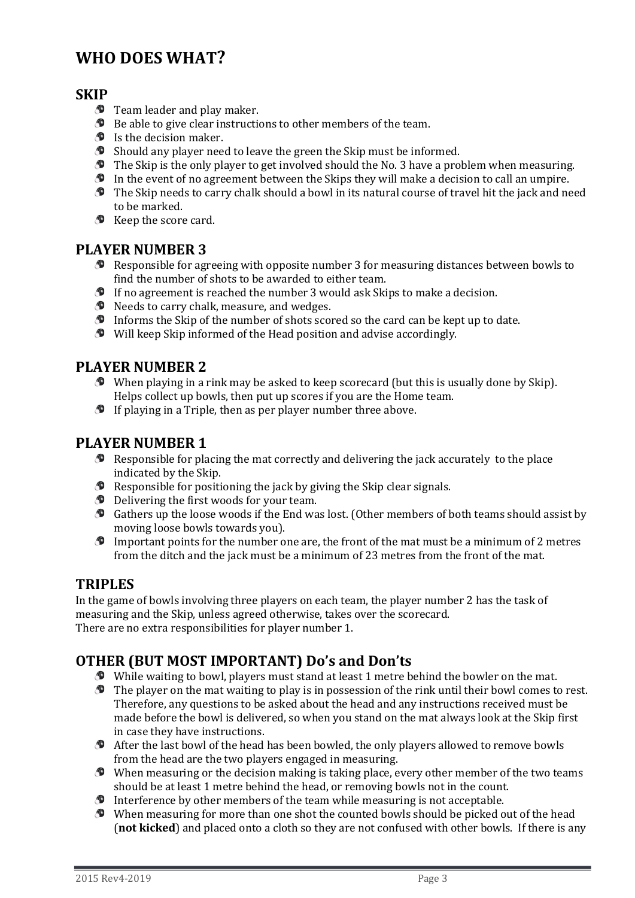# WHO DOES WHAT?

## SKIP

- Team leader and play maker.
- Be able to give clear instructions to other members of the team.
- Is the decision maker.
- Should any player need to leave the green the Skip must be informed.
- The Skip is the only player to get involved should the No. 3 have a problem when measuring.
- In the event of no agreement between the Skips they will make a decision to call an umpire.
- The Skip needs to carry chalk should a bowl in its natural course of travel hit the jack and need to be marked.
- Keep the score card.

## PLAYER NUMBER 3

- Responsible for agreeing with opposite number 3 for measuring distances between bowls to find the number of shots to be awarded to either team.
- If no agreement is reached the number 3 would ask Skips to make a decision.
- Needs to carry chalk, measure, and wedges.
- Informs the Skip of the number of shots scored so the card can be kept up to date.
- Will keep Skip informed of the Head position and advise accordingly.

## PLAYER NUMBER 2

- When playing in a rink may be asked to keep scorecard (but this is usually done by Skip). Helps collect up bowls, then put up scores if you are the Home team.
- If playing in a Triple, then as per player number three above.

## PLAYER NUMBER 1

- Responsible for placing the mat correctly and delivering the jack accurately to the place indicated by the Skip.
- Responsible for positioning the jack by giving the Skip clear signals.
- Delivering the first woods for your team.
- Gathers up the loose woods if the End was lost. (Other members of both teams should assist by moving loose bowls towards you).
- Important points for the number one are, the front of the mat must be a minimum of 2 metres from the ditch and the jack must be a minimum of 23 metres from the front of the mat.

## TRIPLES

In the game of bowls involving three players on each team, the player number 2 has the task of measuring and the Skip, unless agreed otherwise, takes over the scorecard.
There are no extra responsibilities for player number 1.

## OTHER (BUT MOST IMPORTANT) Do's and Don'ts

- While waiting to bowl, players must stand at least 1 metre behind the bowler on the mat.
- The player on the mat waiting to play is in possession of the rink until their bowl comes to rest. Therefore, any questions to be asked about the head and any instructions received must be made before the bowl is delivered, so when you stand on the mat always look at the Skip first in case they have instructions.
- After the last bowl of the head has been bowled, the only players allowed to remove bowls from the head are the two players engaged in measuring.
- When measuring or the decision making is taking place, every other member of the two teams should be at least 1 metre behind the head, or removing bowls not in the count.
- Interference by other members of the team while measuring is not acceptable.
- When measuring for more than one shot the counted bowls should be picked out of the head (**not kicked**) and placed onto a cloth so they are not confused with other bowls. If there is any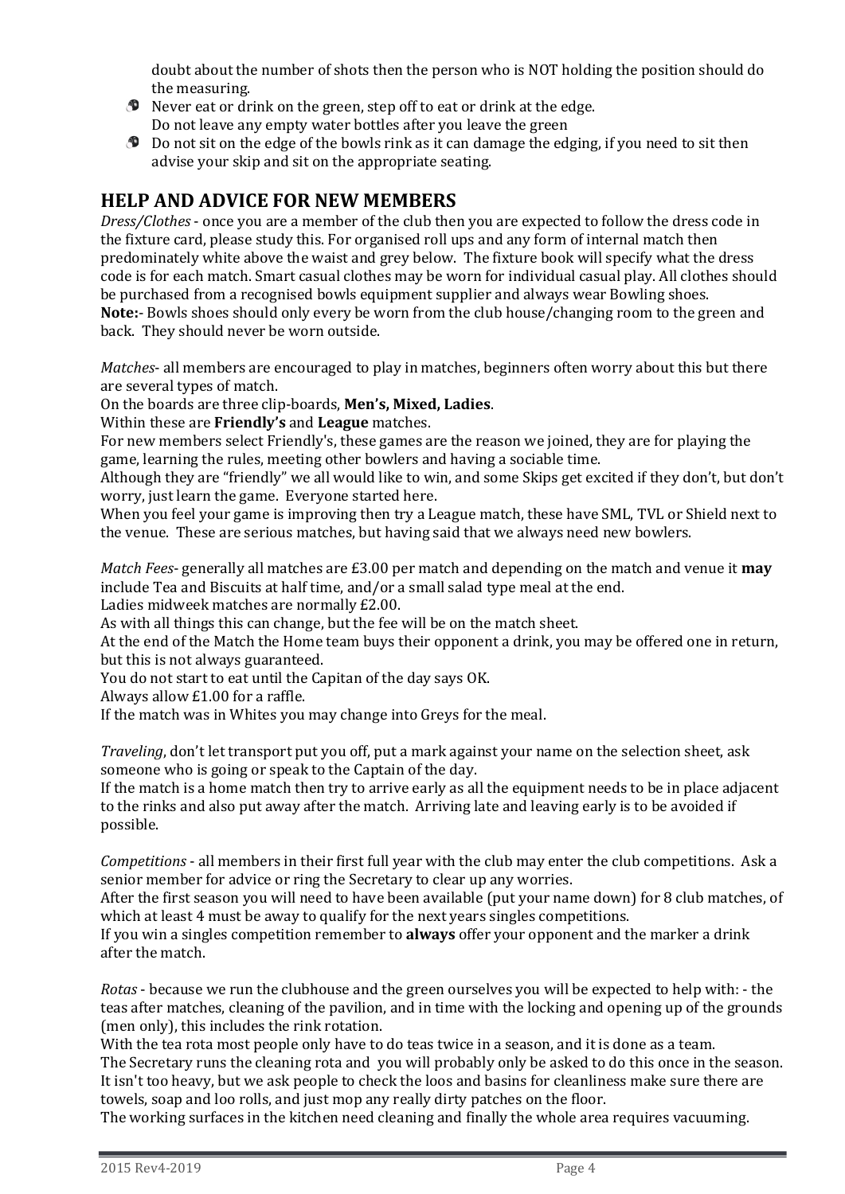doubt about the number of shots then the person who is NOT holding the position should do the measuring.

- Never eat or drink on the green, step off to eat or drink at the edge.
  Do not leave any empty water bottles after you leave the green
- Do not sit on the edge of the bowls rink as it can damage the edging, if you need to sit then advise your skip and sit on the appropriate seating.

## HELP AND ADVICE FOR NEW MEMBERS

*Dress/Clothes* - once you are a member of the club then you are expected to follow the dress code in the fixture card, please study this. For organised roll ups and any form of internal match then predominately white above the waist and grey below. The fixture book will specify what the dress code is for each match. Smart casual clothes may be worn for individual casual play. All clothes should be purchased from a recognised bowls equipment supplier and always wear Bowling shoes.
**Note:**- Bowls shoes should only every be worn from the club house/changing room to the green and back. They should never be worn outside.

*Matches*- all members are encouraged to play in matches, beginners often worry about this but there are several types of match.
On the boards are three clip-boards, **Men's, Mixed, Ladies**.
Within these are **Friendly's** and **League** matches.
For new members select Friendly's, these games are the reason we joined, they are for playing the game, learning the rules, meeting other bowlers and having a sociable time.
Although they are "friendly" we all would like to win, and some Skips get excited if they don't, but don't worry, just learn the game. Everyone started here.
When you feel your game is improving then try a League match, these have SML, TVL or Shield next to the venue. These are serious matches, but having said that we always need new bowlers.

*Match Fees*- generally all matches are £3.00 per match and depending on the match and venue it **may** include Tea and Biscuits at half time, and/or a small salad type meal at the end.
Ladies midweek matches are normally £2.00.
As with all things this can change, but the fee will be on the match sheet.
At the end of the Match the Home team buys their opponent a drink, you may be offered one in return, but this is not always guaranteed.
You do not start to eat until the Capitan of the day says OK.
Always allow £1.00 for a raffle.
If the match was in Whites you may change into Greys for the meal.

*Traveling*, don't let transport put you off, put a mark against your name on the selection sheet, ask someone who is going or speak to the Captain of the day.
If the match is a home match then try to arrive early as all the equipment needs to be in place adjacent to the rinks and also put away after the match. Arriving late and leaving early is to be avoided if possible.

*Competitions* - all members in their first full year with the club may enter the club competitions. Ask a senior member for advice or ring the Secretary to clear up any worries.
After the first season you will need to have been available (put your name down) for 8 club matches, of which at least 4 must be away to qualify for the next years singles competitions.
If you win a singles competition remember to **always** offer your opponent and the marker a drink after the match.

*Rotas* - because we run the clubhouse and the green ourselves you will be expected to help with: - the teas after matches, cleaning of the pavilion, and in time with the locking and opening up of the grounds (men only), this includes the rink rotation.
With the tea rota most people only have to do teas twice in a season, and it is done as a team.
The Secretary runs the cleaning rota and you will probably only be asked to do this once in the season. It isn't too heavy, but we ask people to check the loos and basins for cleanliness make sure there are towels, soap and loo rolls, and just mop any really dirty patches on the floor.
The working surfaces in the kitchen need cleaning and finally the whole area requires vacuuming.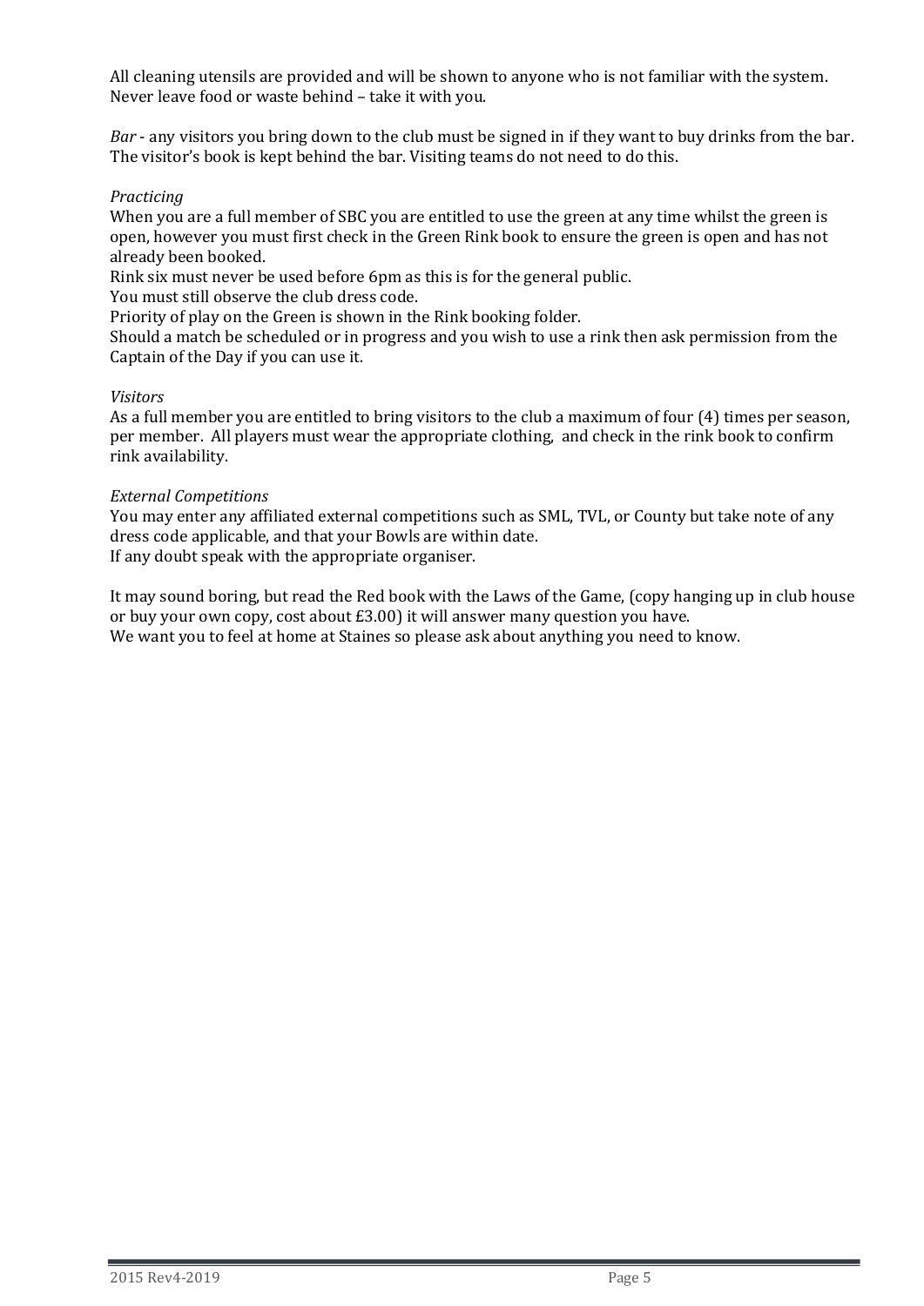All cleaning utensils are provided and will be shown to anyone who is not familiar with the system. Never leave food or waste behind – take it with you.

*Bar* - any visitors you bring down to the club must be signed in if they want to buy drinks from the bar. The visitor's book is kept behind the bar. Visiting teams do not need to do this.

*Practicing*

When you are a full member of SBC you are entitled to use the green at any time whilst the green is open, however you must first check in the Green Rink book to ensure the green is open and has not already been booked.

Rink six must never be used before 6pm as this is for the general public.

You must still observe the club dress code.

Priority of play on the Green is shown in the Rink booking folder.

Should a match be scheduled or in progress and you wish to use a rink then ask permission from the Captain of the Day if you can use it.

*Visitors*

As a full member you are entitled to bring visitors to the club a maximum of four (4) times per season, per member. All players must wear the appropriate clothing, and check in the rink book to confirm rink availability.

*External Competitions*

You may enter any affiliated external competitions such as SML, TVL, or County but take note of any dress code applicable, and that your Bowls are within date.

If any doubt speak with the appropriate organiser.

It may sound boring, but read the Red book with the Laws of the Game, (copy hanging up in club house or buy your own copy, cost about £3.00) it will answer many question you have.

We want you to feel at home at Staines so please ask about anything you need to know.